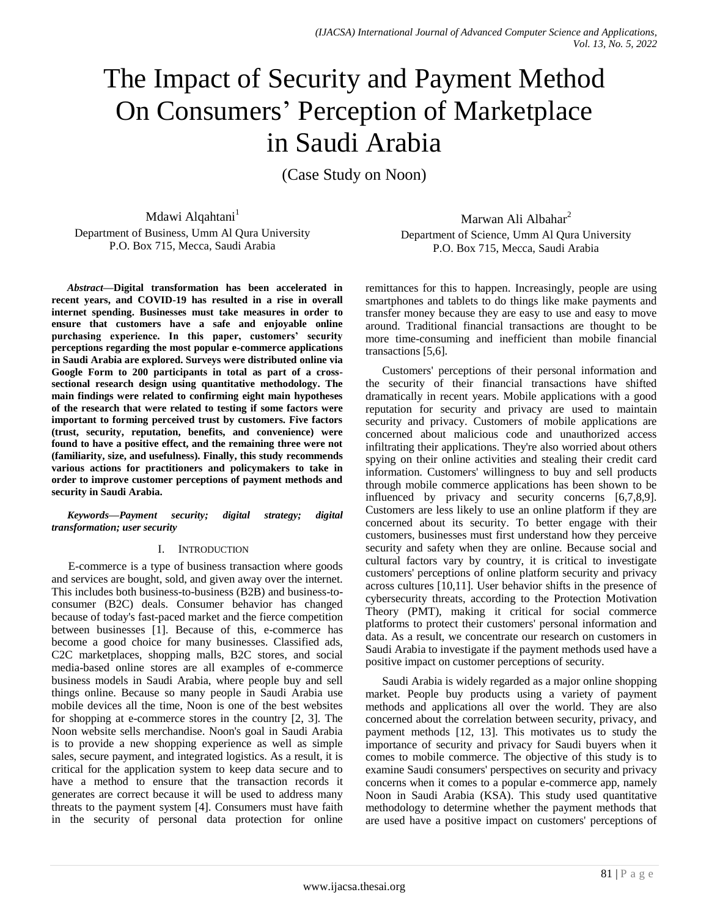# The Impact of Security and Payment Method On Consumers' Perception of Marketplace in Saudi Arabia

(Case Study on Noon)

Mdawi Alqahtani[1]
Department of Business, Umm Al Qura University
P.O. Box 715, Mecca, Saudi Arabia

Marwan Ali Albahar[2]
Department of Science, Umm Al Qura University
P.O. Box 715, Mecca, Saudi Arabia

***Abstract*—Digital transformation has been accelerated in recent years, and COVID-19 has resulted in a rise in overall internet spending. Businesses must take measures in order to ensure that customers have a safe and enjoyable online purchasing experience. In this paper, customers' security perceptions regarding the most popular e-commerce applications in Saudi Arabia are explored. Surveys were distributed online via Google Form to 200 participants in total as part of a cross-sectional research design using quantitative methodology. The main findings were related to confirming eight main hypotheses of the research that were related to testing if some factors were important to forming perceived trust by customers. Five factors (trust, security, reputation, benefits, and convenience) were found to have a positive effect, and the remaining three were not (familiarity, size, and usefulness). Finally, this study recommends various actions for practitioners and policymakers to take in order to improve customer perceptions of payment methods and security in Saudi Arabia.**

***Keywords*—*Payment security; digital strategy; digital transformation; user security***

## I. Introduction

E-commerce is a type of business transaction where goods and services are bought, sold, and given away over the internet. This includes both business-to-business (B2B) and business-to-consumer (B2C) deals. Consumer behavior has changed because of today's fast-paced market and the fierce competition between businesses [1]. Because of this, e-commerce has become a good choice for many businesses. Classified ads, C2C marketplaces, shopping malls, B2C stores, and social media-based online stores are all examples of e-commerce business models in Saudi Arabia, where people buy and sell things online. Because so many people in Saudi Arabia use mobile devices all the time, Noon is one of the best websites for shopping at e-commerce stores in the country [2, 3]. The Noon website sells merchandise. Noon's goal in Saudi Arabia is to provide a new shopping experience as well as simple sales, secure payment, and integrated logistics. As a result, it is critical for the application system to keep data secure and to have a method to ensure that the transaction records it generates are correct because it will be used to address many threats to the payment system [4]. Consumers must have faith in the security of personal data protection for online remittances for this to happen. Increasingly, people are using smartphones and tablets to do things like make payments and transfer money because they are easy to use and easy to move around. Traditional financial transactions are thought to be more time-consuming and inefficient than mobile financial transactions [5,6].

Customers' perceptions of their personal information and the security of their financial transactions have shifted dramatically in recent years. Mobile applications with a good reputation for security and privacy are used to maintain security and privacy. Customers of mobile applications are concerned about malicious code and unauthorized access infiltrating their applications. They're also worried about others spying on their online activities and stealing their credit card information. Customers' willingness to buy and sell products through mobile commerce applications has been shown to be influenced by privacy and security concerns [6,7,8,9]. Customers are less likely to use an online platform if they are concerned about its security. To better engage with their customers, businesses must first understand how they perceive security and safety when they are online. Because social and cultural factors vary by country, it is critical to investigate customers' perceptions of online platform security and privacy across cultures [10,11]. User behavior shifts in the presence of cybersecurity threats, according to the Protection Motivation Theory (PMT), making it critical for social commerce platforms to protect their customers' personal information and data. As a result, we concentrate our research on customers in Saudi Arabia to investigate if the payment methods used have a positive impact on customer perceptions of security.

Saudi Arabia is widely regarded as a major online shopping market. People buy products using a variety of payment methods and applications all over the world. They are also concerned about the correlation between security, privacy, and payment methods [12, 13]. This motivates us to study the importance of security and privacy for Saudi buyers when it comes to mobile commerce. The objective of this study is to examine Saudi consumers' perspectives on security and privacy concerns when it comes to a popular e-commerce app, namely Noon in Saudi Arabia (KSA). This study used quantitative methodology to determine whether the payment methods that are used have a positive impact on customers' perceptions of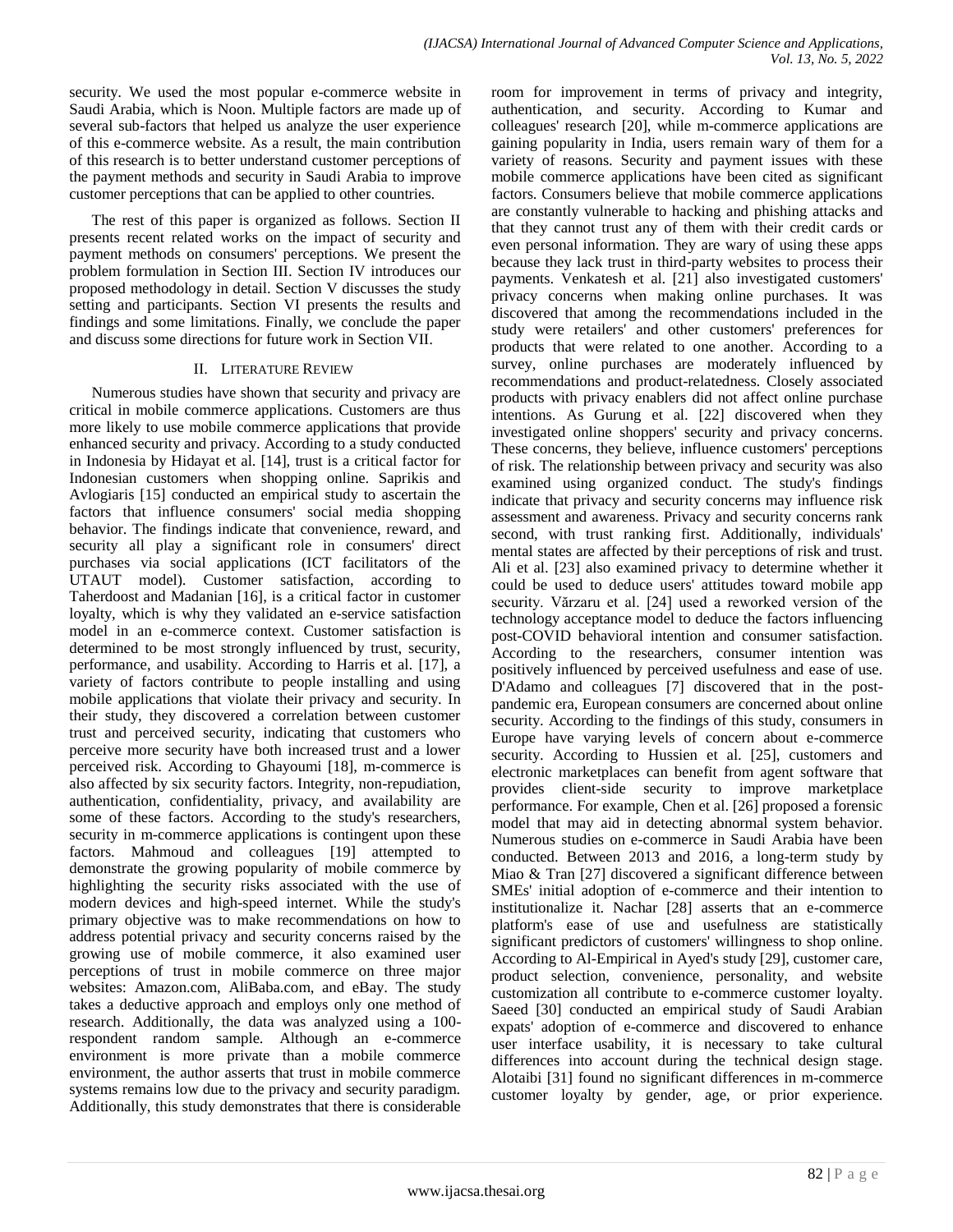security. We used the most popular e-commerce website in Saudi Arabia, which is Noon. Multiple factors are made up of several sub-factors that helped us analyze the user experience of this e-commerce website. As a result, the main contribution of this research is to better understand customer perceptions of the payment methods and security in Saudi Arabia to improve customer perceptions that can be applied to other countries.

The rest of this paper is organized as follows. Section II presents recent related works on the impact of security and payment methods on consumers' perceptions. We present the problem formulation in Section III. Section IV introduces our proposed methodology in detail. Section V discusses the study setting and participants. Section VI presents the results and findings and some limitations. Finally, we conclude the paper and discuss some directions for future work in Section VII.

## II. Literature Review

Numerous studies have shown that security and privacy are critical in mobile commerce applications. Customers are thus more likely to use mobile commerce applications that provide enhanced security and privacy. According to a study conducted in Indonesia by Hidayat et al. [14], trust is a critical factor for Indonesian customers when shopping online. Saprikis and Avlogiaris [15] conducted an empirical study to ascertain the factors that influence consumers' social media shopping behavior. The findings indicate that convenience, reward, and security all play a significant role in consumers' direct purchases via social applications (ICT facilitators of the UTAUT model). Customer satisfaction, according to Taherdoost and Madanian [16], is a critical factor in customer loyalty, which is why they validated an e-service satisfaction model in an e-commerce context. Customer satisfaction is determined to be most strongly influenced by trust, security, performance, and usability. According to Harris et al. [17], a variety of factors contribute to people installing and using mobile applications that violate their privacy and security. In their study, they discovered a correlation between customer trust and perceived security, indicating that customers who perceive more security have both increased trust and a lower perceived risk. According to Ghayoumi [18], m-commerce is also affected by six security factors. Integrity, non-repudiation, authentication, confidentiality, privacy, and availability are some of these factors. According to the study's researchers, security in m-commerce applications is contingent upon these factors. Mahmoud and colleagues [19] attempted to demonstrate the growing popularity of mobile commerce by highlighting the security risks associated with the use of modern devices and high-speed internet. While the study's primary objective was to make recommendations on how to address potential privacy and security concerns raised by the growing use of mobile commerce, it also examined user perceptions of trust in mobile commerce on three major websites: Amazon.com, AliBaba.com, and eBay. The study takes a deductive approach and employs only one method of research. Additionally, the data was analyzed using a 100-respondent random sample. Although an e-commerce environment is more private than a mobile commerce environment, the author asserts that trust in mobile commerce systems remains low due to the privacy and security paradigm. Additionally, this study demonstrates that there is considerable room for improvement in terms of privacy and integrity, authentication, and security. According to Kumar and colleagues' research [20], while m-commerce applications are gaining popularity in India, users remain wary of them for a variety of reasons. Security and payment issues with these mobile commerce applications have been cited as significant factors. Consumers believe that mobile commerce applications are constantly vulnerable to hacking and phishing attacks and that they cannot trust any of them with their credit cards or even personal information. They are wary of using these apps because they lack trust in third-party websites to process their payments. Venkatesh et al. [21] also investigated customers' privacy concerns when making online purchases. It was discovered that among the recommendations included in the study were retailers' and other customers' preferences for products that were related to one another. According to a survey, online purchases are moderately influenced by recommendations and product-relatedness. Closely associated products with privacy enablers did not affect online purchase intentions. As Gurung et al. [22] discovered when they investigated online shoppers' security and privacy concerns. These concerns, they believe, influence customers' perceptions of risk. The relationship between privacy and security was also examined using organized conduct. The study's findings indicate that privacy and security concerns may influence risk assessment and awareness. Privacy and security concerns rank second, with trust ranking first. Additionally, individuals' mental states are affected by their perceptions of risk and trust. Ali et al. [23] also examined privacy to determine whether it could be used to deduce users' attitudes toward mobile app security. Vărzaru et al. [24] used a reworked version of the technology acceptance model to deduce the factors influencing post-COVID behavioral intention and consumer satisfaction. According to the researchers, consumer intention was positively influenced by perceived usefulness and ease of use. D'Adamo and colleagues [7] discovered that in the post-pandemic era, European consumers are concerned about online security. According to the findings of this study, consumers in Europe have varying levels of concern about e-commerce security. According to Hussien et al. [25], customers and electronic marketplaces can benefit from agent software that provides client-side security to improve marketplace performance. For example, Chen et al. [26] proposed a forensic model that may aid in detecting abnormal system behavior. Numerous studies on e-commerce in Saudi Arabia have been conducted. Between 2013 and 2016, a long-term study by Miao & Tran [27] discovered a significant difference between SMEs' initial adoption of e-commerce and their intention to institutionalize it. Nachar [28] asserts that an e-commerce platform's ease of use and usefulness are statistically significant predictors of customers' willingness to shop online. According to Al-Empirical in Ayed's study [29], customer care, product selection, convenience, personality, and website customization all contribute to e-commerce customer loyalty. Saeed [30] conducted an empirical study of Saudi Arabian expats' adoption of e-commerce and discovered to enhance user interface usability, it is necessary to take cultural differences into account during the technical design stage. Alotaibi [31] found no significant differences in m-commerce customer loyalty by gender, age, or prior experience.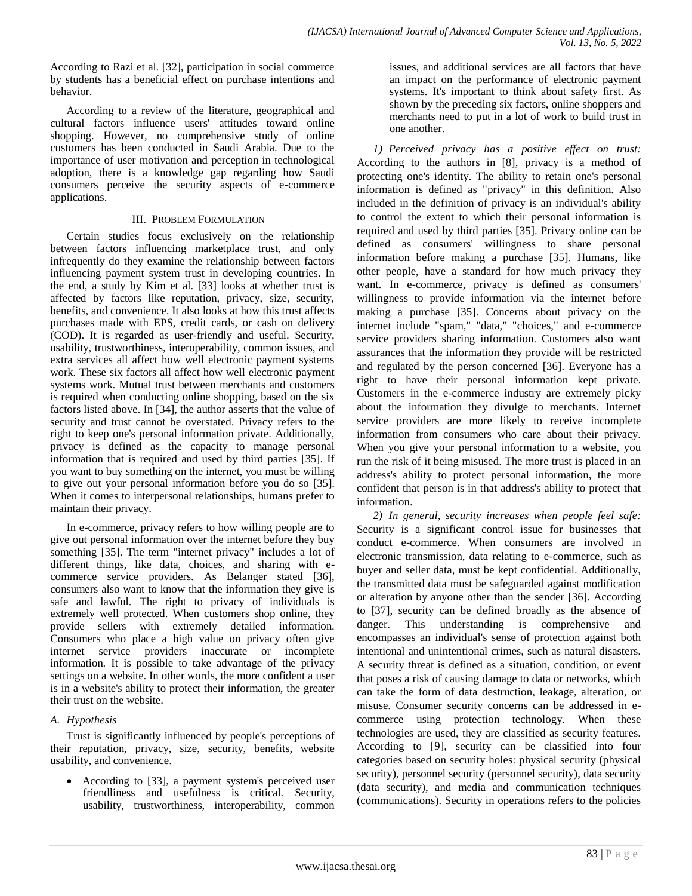According to Razi et al. [32], participation in social commerce by students has a beneficial effect on purchase intentions and behavior.

According to a review of the literature, geographical and cultural factors influence users' attitudes toward online shopping. However, no comprehensive study of online customers has been conducted in Saudi Arabia. Due to the importance of user motivation and perception in technological adoption, there is a knowledge gap regarding how Saudi consumers perceive the security aspects of e-commerce applications.

## III. Problem Formulation

Certain studies focus exclusively on the relationship between factors influencing marketplace trust, and only infrequently do they examine the relationship between factors influencing payment system trust in developing countries. In the end, a study by Kim et al. [33] looks at whether trust is affected by factors like reputation, privacy, size, security, benefits, and convenience. It also looks at how this trust affects purchases made with EPS, credit cards, or cash on delivery (COD). It is regarded as user-friendly and useful. Security, usability, trustworthiness, interoperability, common issues, and extra services all affect how well electronic payment systems work. These six factors all affect how well electronic payment systems work. Mutual trust between merchants and customers is required when conducting online shopping, based on the six factors listed above. In [34], the author asserts that the value of security and trust cannot be overstated. Privacy refers to the right to keep one's personal information private. Additionally, privacy is defined as the capacity to manage personal information that is required and used by third parties [35]. If you want to buy something on the internet, you must be willing to give out your personal information before you do so [35]. When it comes to interpersonal relationships, humans prefer to maintain their privacy.

In e-commerce, privacy refers to how willing people are to give out personal information over the internet before they buy something [35]. The term "internet privacy" includes a lot of different things, like data, choices, and sharing with e-commerce service providers. As Belanger stated [36], consumers also want to know that the information they give is safe and lawful. The right to privacy of individuals is extremely well protected. When customers shop online, they provide sellers with extremely detailed information. Consumers who place a high value on privacy often give internet service providers inaccurate or incomplete information. It is possible to take advantage of the privacy settings on a website. In other words, the more confident a user is in a website's ability to protect their information, the greater their trust on the website.

### A. Hypothesis

Trust is significantly influenced by people's perceptions of their reputation, privacy, size, security, benefits, website usability, and convenience.

- According to [33], a payment system's perceived user friendliness and usefulness is critical. Security, usability, trustworthiness, interoperability, common issues, and additional services are all factors that have an impact on the performance of electronic payment systems. It's important to think about safety first. As shown by the preceding six factors, online shoppers and merchants need to put in a lot of work to build trust in one another.

*1) Perceived privacy has a positive effect on trust:* According to the authors in [8], privacy is a method of protecting one's identity. The ability to retain one's personal information is defined as "privacy" in this definition. Also included in the definition of privacy is an individual's ability to control the extent to which their personal information is required and used by third parties [35]. Privacy online can be defined as consumers' willingness to share personal information before making a purchase [35]. Humans, like other people, have a standard for how much privacy they want. In e-commerce, privacy is defined as consumers' willingness to provide information via the internet before making a purchase [35]. Concerns about privacy on the internet include "spam," "data," "choices," and e-commerce service providers sharing information. Customers also want assurances that the information they provide will be restricted and regulated by the person concerned [36]. Everyone has a right to have their personal information kept private. Customers in the e-commerce industry are extremely picky about the information they divulge to merchants. Internet service providers are more likely to receive incomplete information from consumers who care about their privacy. When you give your personal information to a website, you run the risk of it being misused. The more trust is placed in an address's ability to protect personal information, the more confident that person is in that address's ability to protect that information.

*2) In general, security increases when people feel safe:* Security is a significant control issue for businesses that conduct e-commerce. When consumers are involved in electronic transmission, data relating to e-commerce, such as buyer and seller data, must be kept confidential. Additionally, the transmitted data must be safeguarded against modification or alteration by anyone other than the sender [36]. According to [37], security can be defined broadly as the absence of danger. This understanding is comprehensive and encompasses an individual's sense of protection against both intentional and unintentional crimes, such as natural disasters. A security threat is defined as a situation, condition, or event that poses a risk of causing damage to data or networks, which can take the form of data destruction, leakage, alteration, or misuse. Consumer security concerns can be addressed in e-commerce using protection technology. When these technologies are used, they are classified as security features. According to [9], security can be classified into four categories based on security holes: physical security (physical security), personnel security (personnel security), data security (data security), and media and communication techniques (communications). Security in operations refers to the policies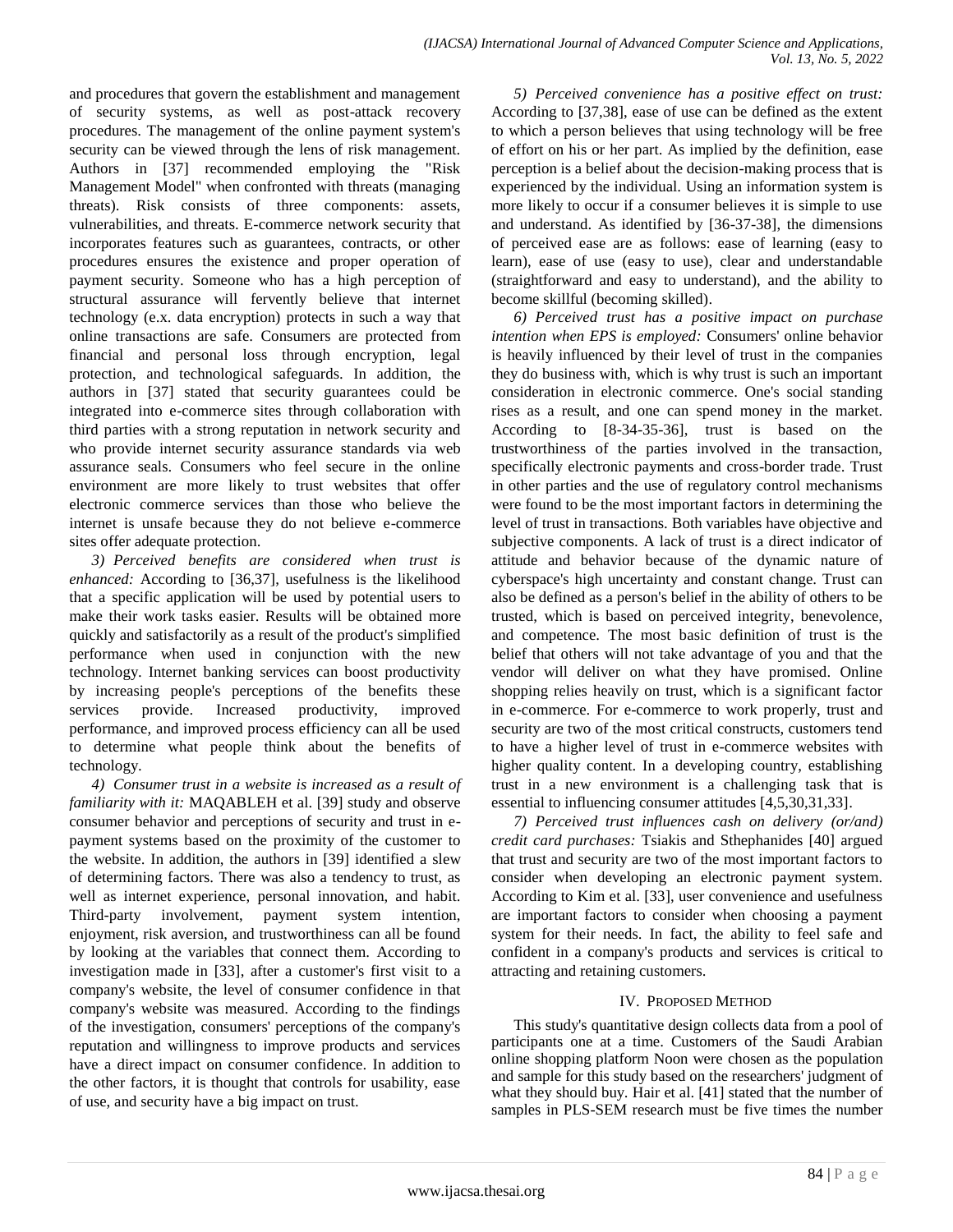and procedures that govern the establishment and management of security systems, as well as post-attack recovery procedures. The management of the online payment system's security can be viewed through the lens of risk management. Authors in [37] recommended employing the "Risk Management Model" when confronted with threats (managing threats). Risk consists of three components: assets, vulnerabilities, and threats. E-commerce network security that incorporates features such as guarantees, contracts, or other procedures ensures the existence and proper operation of payment security. Someone who has a high perception of structural assurance will fervently believe that internet technology (e.x. data encryption) protects in such a way that online transactions are safe. Consumers are protected from financial and personal loss through encryption, legal protection, and technological safeguards. In addition, the authors in [37] stated that security guarantees could be integrated into e-commerce sites through collaboration with third parties with a strong reputation in network security and who provide internet security assurance standards via web assurance seals. Consumers who feel secure in the online environment are more likely to trust websites that offer electronic commerce services than those who believe the internet is unsafe because they do not believe e-commerce sites offer adequate protection.

*3) Perceived benefits are considered when trust is enhanced:* According to [36,37], usefulness is the likelihood that a specific application will be used by potential users to make their work tasks easier. Results will be obtained more quickly and satisfactorily as a result of the product's simplified performance when used in conjunction with the new technology. Internet banking services can boost productivity by increasing people's perceptions of the benefits these services provide. Increased productivity, improved performance, and improved process efficiency can all be used to determine what people think about the benefits of technology.

*4) Consumer trust in a website is increased as a result of familiarity with it:* MAQABLEH et al. [39] study and observe consumer behavior and perceptions of security and trust in e-payment systems based on the proximity of the customer to the website. In addition, the authors in [39] identified a slew of determining factors. There was also a tendency to trust, as well as internet experience, personal innovation, and habit. Third-party involvement, payment system intention, enjoyment, risk aversion, and trustworthiness can all be found by looking at the variables that connect them. According to investigation made in [33], after a customer's first visit to a company's website, the level of consumer confidence in that company's website was measured. According to the findings of the investigation, consumers' perceptions of the company's reputation and willingness to improve products and services have a direct impact on consumer confidence. In addition to the other factors, it is thought that controls for usability, ease of use, and security have a big impact on trust.

*5) Perceived convenience has a positive effect on trust:* According to [37,38], ease of use can be defined as the extent to which a person believes that using technology will be free of effort on his or her part. As implied by the definition, ease perception is a belief about the decision-making process that is experienced by the individual. Using an information system is more likely to occur if a consumer believes it is simple to use and understand. As identified by [36-37-38], the dimensions of perceived ease are as follows: ease of learning (easy to learn), ease of use (easy to use), clear and understandable (straightforward and easy to understand), and the ability to become skillful (becoming skilled).

*6) Perceived trust has a positive impact on purchase intention when EPS is employed:* Consumers' online behavior is heavily influenced by their level of trust in the companies they do business with, which is why trust is such an important consideration in electronic commerce. One's social standing rises as a result, and one can spend money in the market. According to [8-34-35-36], trust is based on the trustworthiness of the parties involved in the transaction, specifically electronic payments and cross-border trade. Trust in other parties and the use of regulatory control mechanisms were found to be the most important factors in determining the level of trust in transactions. Both variables have objective and subjective components. A lack of trust is a direct indicator of attitude and behavior because of the dynamic nature of cyberspace's high uncertainty and constant change. Trust can also be defined as a person's belief in the ability of others to be trusted, which is based on perceived integrity, benevolence, and competence. The most basic definition of trust is the belief that others will not take advantage of you and that the vendor will deliver on what they have promised. Online shopping relies heavily on trust, which is a significant factor in e-commerce. For e-commerce to work properly, trust and security are two of the most critical constructs, customers tend to have a higher level of trust in e-commerce websites with higher quality content. In a developing country, establishing trust in a new environment is a challenging task that is essential to influencing consumer attitudes [4,5,30,31,33].

*7) Perceived trust influences cash on delivery (or/and) credit card purchases:* Tsiakis and Sthephanides [40] argued that trust and security are two of the most important factors to consider when developing an electronic payment system. According to Kim et al. [33], user convenience and usefulness are important factors to consider when choosing a payment system for their needs. In fact, the ability to feel safe and confident in a company's products and services is critical to attracting and retaining customers.

## IV. Proposed Method

This study's quantitative design collects data from a pool of participants one at a time. Customers of the Saudi Arabian online shopping platform Noon were chosen as the population and sample for this study based on the researchers' judgment of what they should buy. Hair et al. [41] stated that the number of samples in PLS-SEM research must be five times the number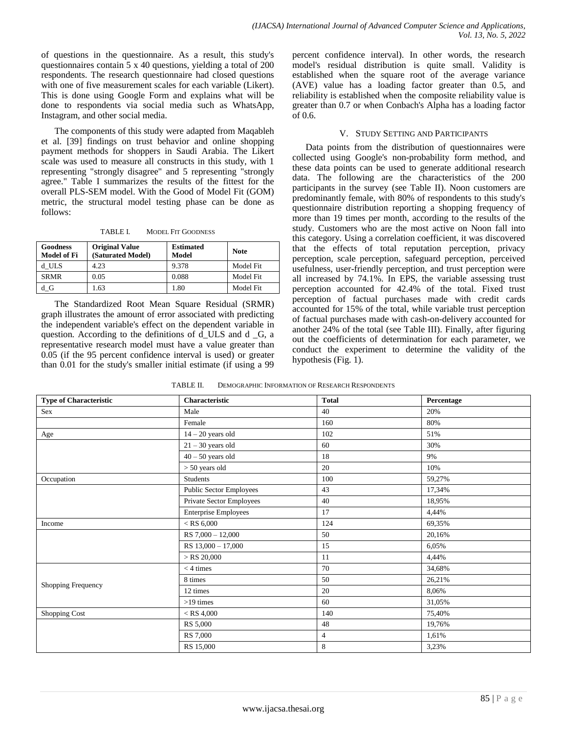of questions in the questionnaire. As a result, this study's questionnaires contain 5 x 40 questions, yielding a total of 200 respondents. The research questionnaire had closed questions with one of five measurement scales for each variable (Likert). This is done using Google Form and explains what will be done to respondents via social media such as WhatsApp, Instagram, and other social media.

The components of this study were adapted from Maqableh et al. [39] findings on trust behavior and online shopping payment methods for shoppers in Saudi Arabia. The Likert scale was used to measure all constructs in this study, with 1 representing "strongly disagree" and 5 representing "strongly agree." Table I summarizes the results of the fittest for the overall PLS-SEM model. With the Good of Model Fit (GOM) metric, the structural model testing phase can be done as follows:

TABLE I. MODEL FIT GOODNESS

| Goodness Model of Fi | Original Value (Saturated Model) | Estimated Model | Note |
|---|---|---|---|
| d_ULS | 4.23 | 9.378 | Model Fit |
| SRMR | 0.05 | 0.088 | Model Fit |
| d_G | 1.63 | 1.80 | Model Fit |

The Standardized Root Mean Square Residual (SRMR) graph illustrates the amount of error associated with predicting the independent variable's effect on the dependent variable in question. According to the definitions of d_ULS and d _G, a representative research model must have a value greater than 0.05 (if the 95 percent confidence interval is used) or greater than 0.01 for the study's smaller initial estimate (if using a 99 percent confidence interval). In other words, the research model's residual distribution is quite small. Validity is established when the square root of the average variance (AVE) value has a loading factor greater than 0.5, and reliability is established when the composite reliability value is greater than 0.7 or when Conbach's Alpha has a loading factor of 0.6.

## V. Study Setting and Participants

Data points from the distribution of questionnaires were collected using Google's non-probability form method, and these data points can be used to generate additional research data. The following are the characteristics of the 200 participants in the survey (see Table II). Noon customers are predominantly female, with 80% of respondents to this study's questionnaire distribution reporting a shopping frequency of more than 19 times per month, according to the results of the study. Customers who are the most active on Noon fall into this category. Using a correlation coefficient, it was discovered that the effects of total reputation perception, privacy perception, scale perception, safeguard perception, perceived usefulness, user-friendly perception, and trust perception were all increased by 74.1%. In EPS, the variable assessing trust perception accounted for 42.4% of the total. Fixed trust perception of factual purchases made with credit cards accounted for 15% of the total, while variable trust perception of factual purchases made with cash-on-delivery accounted for another 24% of the total (see Table III). Finally, after figuring out the coefficients of determination for each parameter, we conduct the experiment to determine the validity of the hypothesis (Fig. 1).

TABLE II. DEMOGRAPHIC INFORMATION OF RESEARCH RESPONDENTS

| Type of Characteristic | Characteristic | Total | Percentage |
|---|---|---|---|
| Sex | Male | 40 | 20% |
| | Female | 160 | 80% |
| Age | 14 – 20 years old | 102 | 51% |
| | 21 – 30 years old | 60 | 30% |
| | 40 – 50 years old | 18 | 9% |
| | > 50 years old | 20 | 10% |
| Occupation | Students | 100 | 59,27% |
| | Public Sector Employees | 43 | 17,34% |
| | Private Sector Employees | 40 | 18,95% |
| | Enterprise Employees | 17 | 4,44% |
| Income | < RS 6,000 | 124 | 69,35% |
| | RS 7,000 – 12,000 | 50 | 20,16% |
| | RS 13,000 – 17,000 | 15 | 6,05% |
| | > RS 20,000 | 11 | 4,44% |
| Shopping Frequency | < 4 times | 70 | 34,68% |
| | 8 times | 50 | 26,21% |
| | 12 times | 20 | 8,06% |
| | >19 times | 60 | 31,05% |
| Shopping Cost | < RS 4,000 | 140 | 75,40% |
| | RS 5,000 | 48 | 19,76% |
| | RS 7,000 | 4 | 1,61% |
| | RS 15,000 | 8 | 3,23% |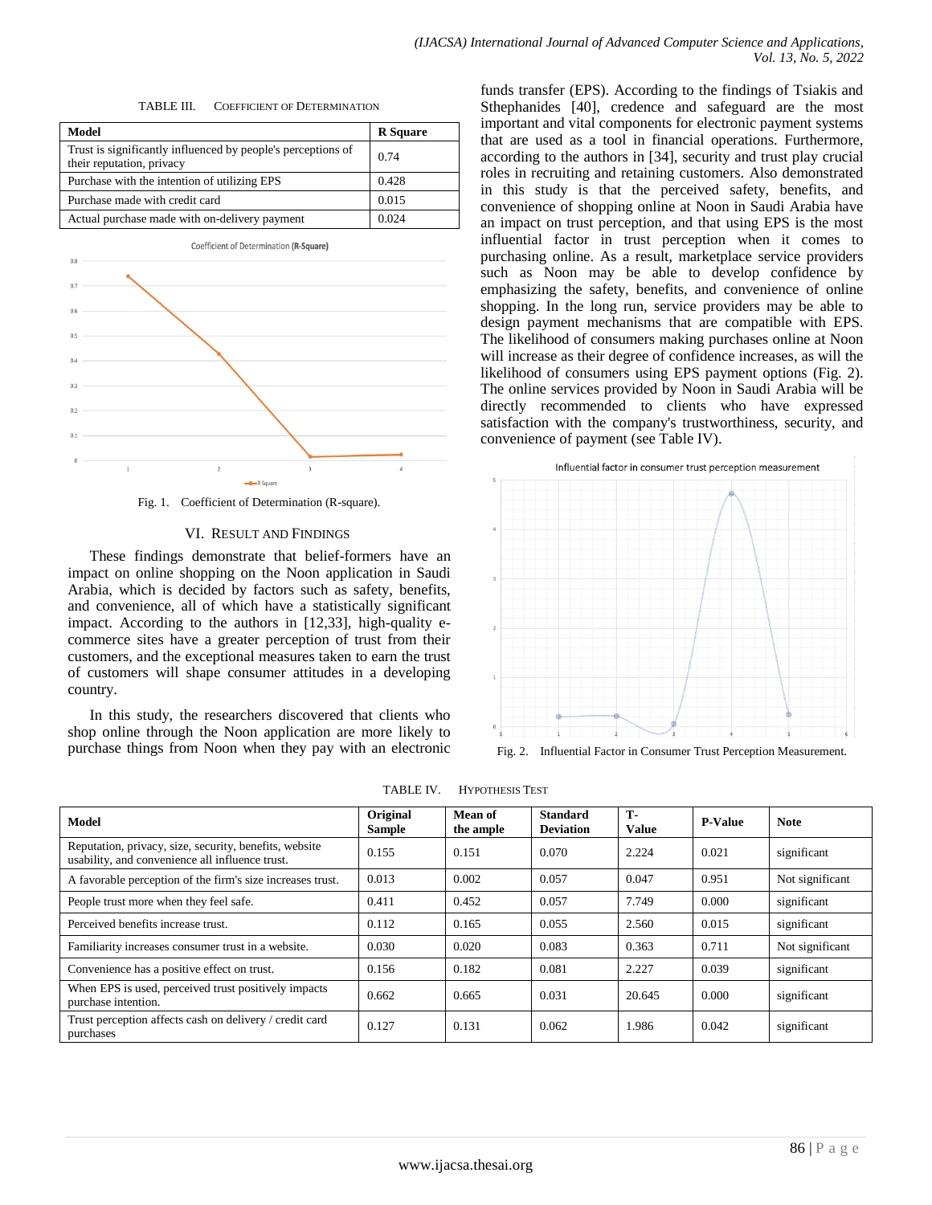TABLE III. COEFFICIENT OF DETERMINATION

| Model | R Square |
|---|---|
| Trust is significantly influenced by people's perceptions of their reputation, privacy | 0.74 |
| Purchase with the intention of utilizing EPS | 0.428 |
| Purchase made with credit card | 0.015 |
| Actual purchase made with on-delivery payment | 0.024 |

Fig. 1. Coefficient of Determination (R-square).

## VI. RESULT AND FINDINGS

These findings demonstrate that belief-formers have an impact on online shopping on the Noon application in Saudi Arabia, which is decided by factors such as safety, benefits, and convenience, all of which have a statistically significant impact. According to the authors in [12,33], high-quality e-commerce sites have a greater perception of trust from their customers, and the exceptional measures taken to earn the trust of customers will shape consumer attitudes in a developing country.

In this study, the researchers discovered that clients who shop online through the Noon application are more likely to purchase things from Noon when they pay with an electronic funds transfer (EPS). According to the findings of Tsiakis and Sthephanides [40], credence and safeguard are the most important and vital components for electronic payment systems that are used as a tool in financial operations. Furthermore, according to the authors in [34], security and trust play crucial roles in recruiting and retaining customers. Also demonstrated in this study is that the perceived safety, benefits, and convenience of shopping online at Noon in Saudi Arabia have an impact on trust perception, and that using EPS is the most influential factor in trust perception when it comes to purchasing online. As a result, marketplace service providers such as Noon may be able to develop confidence by emphasizing the safety, benefits, and convenience of online shopping. In the long run, service providers may be able to design payment mechanisms that are compatible with EPS. The likelihood of consumers making purchases online at Noon will increase as their degree of confidence increases, as will the likelihood of consumers using EPS payment options (Fig. 2). The online services provided by Noon in Saudi Arabia will be directly recommended to clients who have expressed satisfaction with the company's trustworthiness, security, and convenience of payment (see Table IV).

Fig. 2. Influential Factor in Consumer Trust Perception Measurement.

TABLE IV. HYPOTHESIS TEST

| Model | Original Sample | Mean of the ample | Standard Deviation | T-Value | P-Value | Note |
|---|---|---|---|---|---|---|
| Reputation, privacy, size, security, benefits, website usability, and convenience all influence trust. | 0.155 | 0.151 | 0.070 | 2.224 | 0.021 | significant |
| A favorable perception of the firm's size increases trust. | 0.013 | 0.002 | 0.057 | 0.047 | 0.951 | Not significant |
| People trust more when they feel safe. | 0.411 | 0.452 | 0.057 | 7.749 | 0.000 | significant |
| Perceived benefits increase trust. | 0.112 | 0.165 | 0.055 | 2.560 | 0.015 | significant |
| Familiarity increases consumer trust in a website. | 0.030 | 0.020 | 0.083 | 0.363 | 0.711 | Not significant |
| Convenience has a positive effect on trust. | 0.156 | 0.182 | 0.081 | 2.227 | 0.039 | significant |
| When EPS is used, perceived trust positively impacts purchase intention. | 0.662 | 0.665 | 0.031 | 20.645 | 0.000 | significant |
| Trust perception affects cash on delivery / credit card purchases | 0.127 | 0.131 | 0.062 | 1.986 | 0.042 | significant |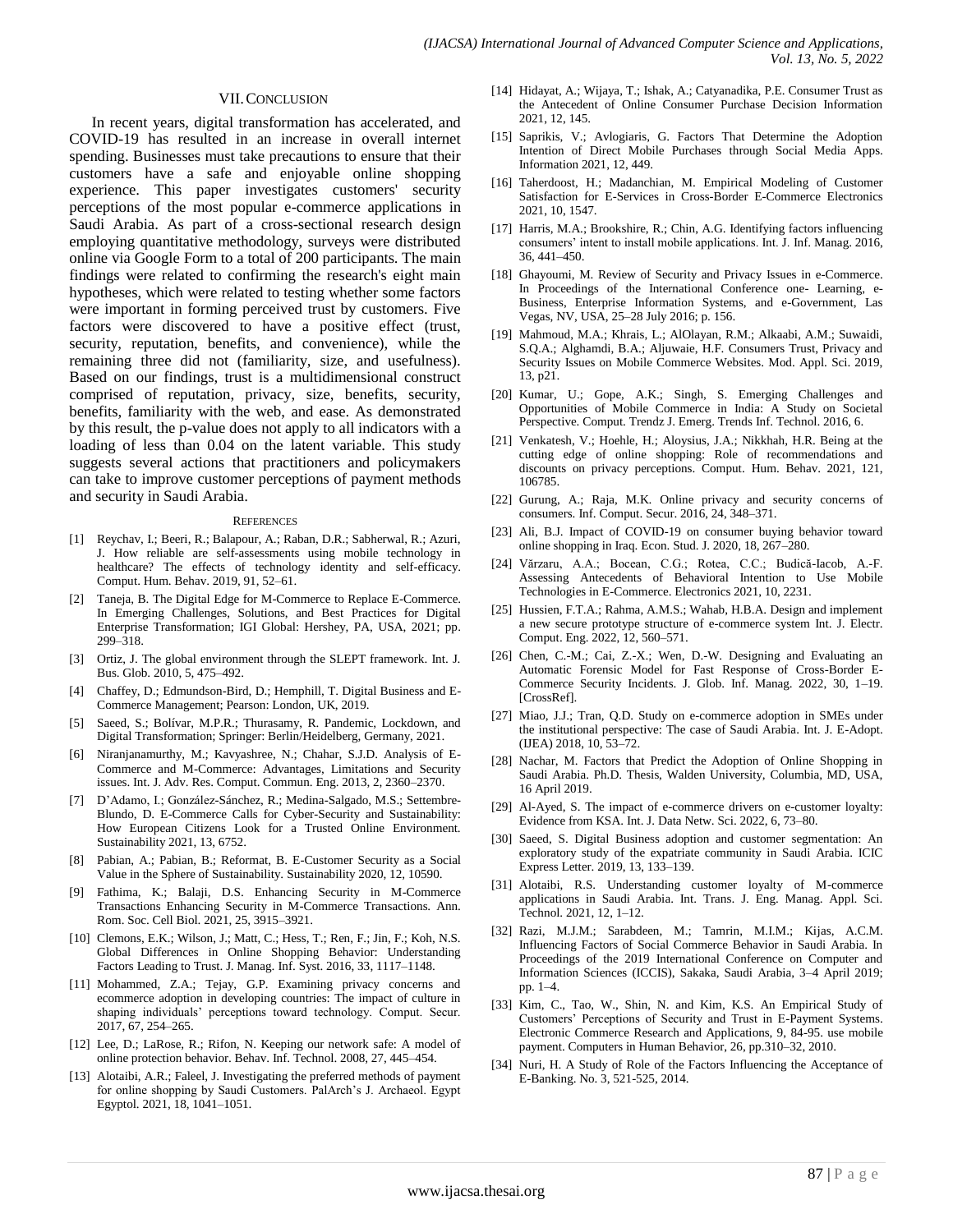## VII. Conclusion

In recent years, digital transformation has accelerated, and COVID-19 has resulted in an increase in overall internet spending. Businesses must take precautions to ensure that their customers have a safe and enjoyable online shopping experience. This paper investigates customers' security perceptions of the most popular e-commerce applications in Saudi Arabia. As part of a cross-sectional research design employing quantitative methodology, surveys were distributed online via Google Form to a total of 200 participants. The main findings were related to confirming the research's eight main hypotheses, which were related to testing whether some factors were important in forming perceived trust by customers. Five factors were discovered to have a positive effect (trust, security, reputation, benefits, and convenience), while the remaining three did not (familiarity, size, and usefulness). Based on our findings, trust is a multidimensional construct comprised of reputation, privacy, size, benefits, security, benefits, familiarity with the web, and ease. As demonstrated by this result, the p-value does not apply to all indicators with a loading of less than 0.04 on the latent variable. This study suggests several actions that practitioners and policymakers can take to improve customer perceptions of payment methods and security in Saudi Arabia.

## References

[1] Reychav, I.; Beeri, R.; Balapour, A.; Raban, D.R.; Sabherwal, R.; Azuri, J. How reliable are self-assessments using mobile technology in healthcare? The effects of technology identity and self-efficacy. Comput. Hum. Behav. 2019, 91, 52–61.

[2] Taneja, B. The Digital Edge for M-Commerce to Replace E-Commerce. In Emerging Challenges, Solutions, and Best Practices for Digital Enterprise Transformation; IGI Global: Hershey, PA, USA, 2021; pp. 299–318.

[3] Ortiz, J. The global environment through the SLEPT framework. Int. J. Bus. Glob. 2010, 5, 475–492.

[4] Chaffey, D.; Edmundson-Bird, D.; Hemphill, T. Digital Business and E-Commerce Management; Pearson: London, UK, 2019.

[5] Saeed, S.; Bolívar, M.P.R.; Thurasamy, R. Pandemic, Lockdown, and Digital Transformation; Springer: Berlin/Heidelberg, Germany, 2021.

[6] Niranjanamurthy, M.; Kavyashree, N.; Chahar, S.J.D. Analysis of E-Commerce and M-Commerce: Advantages, Limitations and Security issues. Int. J. Adv. Res. Comput. Commun. Eng. 2013, 2, 2360–2370.

[7] D'Adamo, I.; González-Sánchez, R.; Medina-Salgado, M.S.; Settembre-Blundo, D. E-Commerce Calls for Cyber-Security and Sustainability: How European Citizens Look for a Trusted Online Environment. Sustainability 2021, 13, 6752.

[8] Pabian, A.; Pabian, B.; Reformat, B. E-Customer Security as a Social Value in the Sphere of Sustainability. Sustainability 2020, 12, 10590.

[9] Fathima, K.; Balaji, D.S. Enhancing Security in M-Commerce Transactions Enhancing Security in M-Commerce Transactions. Ann. Rom. Soc. Cell Biol. 2021, 25, 3915–3921.

[10] Clemons, E.K.; Wilson, J.; Matt, C.; Hess, T.; Ren, F.; Jin, F.; Koh, N.S. Global Differences in Online Shopping Behavior: Understanding Factors Leading to Trust. J. Manag. Inf. Syst. 2016, 33, 1117–1148.

[11] Mohammed, Z.A.; Tejay, G.P. Examining privacy concerns and ecommerce adoption in developing countries: The impact of culture in shaping individuals' perceptions toward technology. Comput. Secur. 2017, 67, 254–265.

[12] Lee, D.; LaRose, R.; Rifon, N. Keeping our network safe: A model of online protection behavior. Behav. Inf. Technol. 2008, 27, 445–454.

[13] Alotaibi, A.R.; Faleel, J. Investigating the preferred methods of payment for online shopping by Saudi Customers. PalArch's J. Archaeol. Egypt Egyptol. 2021, 18, 1041–1051.

[14] Hidayat, A.; Wijaya, T.; Ishak, A.; Catyanadika, P.E. Consumer Trust as the Antecedent of Online Consumer Purchase Decision Information 2021, 12, 145.

[15] Saprikis, V.; Avlogiaris, G. Factors That Determine the Adoption Intention of Direct Mobile Purchases through Social Media Apps. Information 2021, 12, 449.

[16] Taherdoost, H.; Madanchian, M. Empirical Modeling of Customer Satisfaction for E-Services in Cross-Border E-Commerce Electronics 2021, 10, 1547.

[17] Harris, M.A.; Brookshire, R.; Chin, A.G. Identifying factors influencing consumers' intent to install mobile applications. Int. J. Inf. Manag. 2016, 36, 441–450.

[18] Ghayoumi, M. Review of Security and Privacy Issues in e-Commerce. In Proceedings of the International Conference one- Learning, e-Business, Enterprise Information Systems, and e-Government, Las Vegas, NV, USA, 25–28 July 2016; p. 156.

[19] Mahmoud, M.A.; Khrais, L.; AlOlayan, R.M.; Alkaabi, A.M.; Suwaidi, S.Q.A.; Alghamdi, B.A.; Aljuwaie, H.F. Consumers Trust, Privacy and Security Issues on Mobile Commerce Websites. Mod. Appl. Sci. 2019, 13, p21.

[20] Kumar, U.; Gope, A.K.; Singh, S. Emerging Challenges and Opportunities of Mobile Commerce in India: A Study on Societal Perspective. Comput. Trendz J. Emerg. Trends Inf. Technol. 2016, 6.

[21] Venkatesh, V.; Hoehle, H.; Aloysius, J.A.; Nikkhah, H.R. Being at the cutting edge of online shopping: Role of recommendations and discounts on privacy perceptions. Comput. Hum. Behav. 2021, 121, 106785.

[22] Gurung, A.; Raja, M.K. Online privacy and security concerns of consumers. Inf. Comput. Secur. 2016, 24, 348–371.

[23] Ali, B.J. Impact of COVID-19 on consumer buying behavior toward online shopping in Iraq. Econ. Stud. J. 2020, 18, 267–280.

[24] Vărzaru, A.A.; Bocean, C.G.; Rotea, C.C.; Budică-Iacob, A.-F. Assessing Antecedents of Behavioral Intention to Use Mobile Technologies in E-Commerce. Electronics 2021, 10, 2231.

[25] Hussien, F.T.A.; Rahma, A.M.S.; Wahab, H.B.A. Design and implement a new secure prototype structure of e-commerce system Int. J. Electr. Comput. Eng. 2022, 12, 560–571.

[26] Chen, C.-M.; Cai, Z.-X.; Wen, D.-W. Designing and Evaluating an Automatic Forensic Model for Fast Response of Cross-Border E-Commerce Security Incidents. J. Glob. Inf. Manag. 2022, 30, 1–19. [CrossRef].

[27] Miao, J.J.; Tran, Q.D. Study on e-commerce adoption in SMEs under the institutional perspective: The case of Saudi Arabia. Int. J. E-Adopt. (IJEA) 2018, 10, 53–72.

[28] Nachar, M. Factors that Predict the Adoption of Online Shopping in Saudi Arabia. Ph.D. Thesis, Walden University, Columbia, MD, USA, 16 April 2019.

[29] Al-Ayed, S. The impact of e-commerce drivers on e-customer loyalty: Evidence from KSA. Int. J. Data Netw. Sci. 2022, 6, 73–80.

[30] Saeed, S. Digital Business adoption and customer segmentation: An exploratory study of the expatriate community in Saudi Arabia. ICIC Express Letter. 2019, 13, 133–139.

[31] Alotaibi, R.S. Understanding customer loyalty of M-commerce applications in Saudi Arabia. Int. Trans. J. Eng. Manag. Appl. Sci. Technol. 2021, 12, 1–12.

[32] Razi, M.J.M.; Sarabdeen, M.; Tamrin, M.I.M.; Kijas, A.C.M. Influencing Factors of Social Commerce Behavior in Saudi Arabia. In Proceedings of the 2019 International Conference on Computer and Information Sciences (ICCIS), Sakaka, Saudi Arabia, 3–4 April 2019; pp. 1–4.

[33] Kim, C., Tao, W., Shin, N. and Kim, K.S. An Empirical Study of Customers' Perceptions of Security and Trust in E-Payment Systems. Electronic Commerce Research and Applications, 9, 84-95. use mobile payment. Computers in Human Behavior, 26, pp.310–32, 2010.

[34] Nuri, H. A Study of Role of the Factors Influencing the Acceptance of E-Banking. No. 3, 521-525, 2014.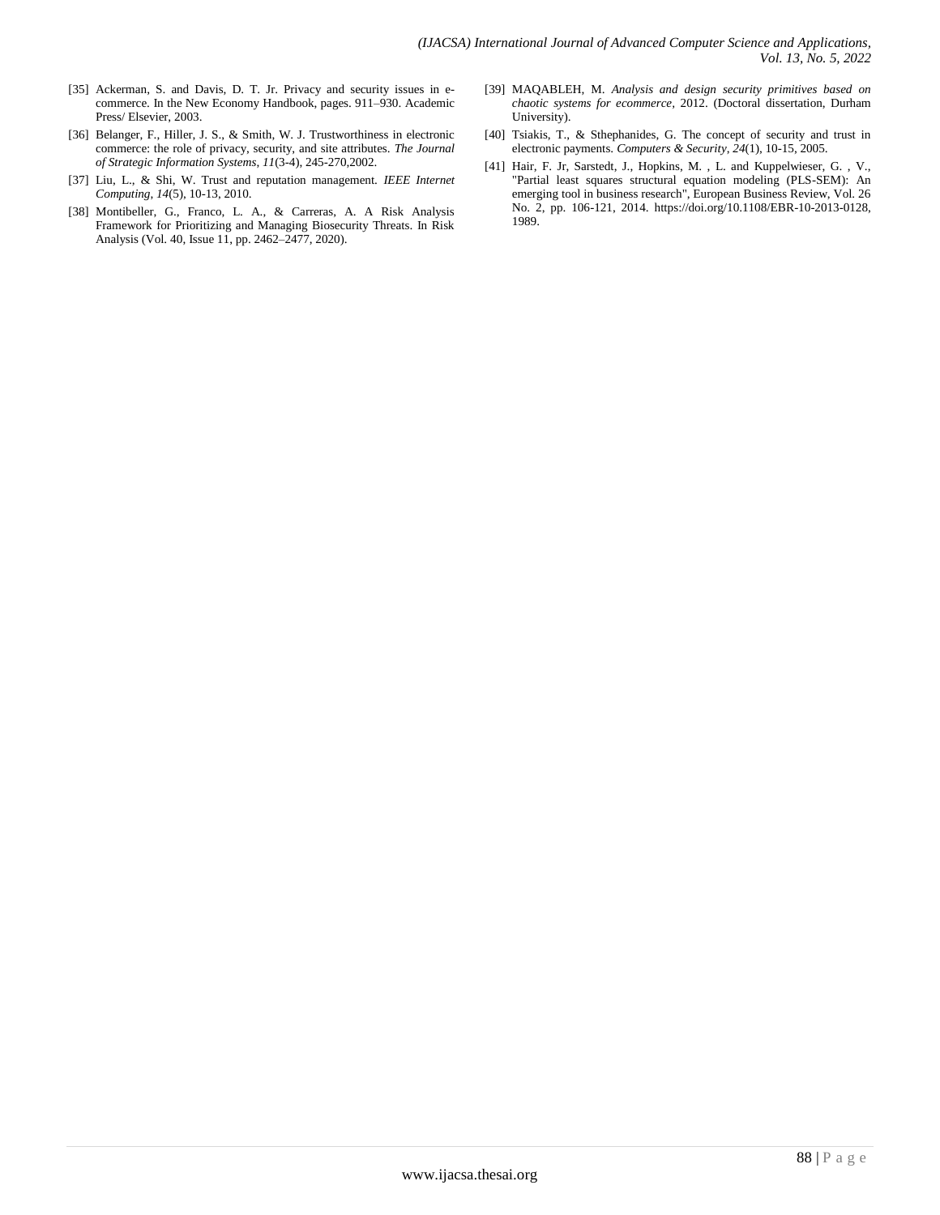[35] Ackerman, S. and Davis, D. T. Jr. Privacy and security issues in e-commerce. In the New Economy Handbook, pages. 911–930. Academic Press/ Elsevier, 2003.

[36] Belanger, F., Hiller, J. S., & Smith, W. J. Trustworthiness in electronic commerce: the role of privacy, security, and site attributes. *The Journal of Strategic Information Systems*, *11*(3-4), 245-270,2002.

[37] Liu, L., & Shi, W. Trust and reputation management. *IEEE Internet Computing*, *14*(5), 10-13, 2010.

[38] Montibeller, G., Franco, L. A., & Carreras, A. A Risk Analysis Framework for Prioritizing and Managing Biosecurity Threats. In Risk Analysis (Vol. 40, Issue 11, pp. 2462–2477, 2020).

[39] MAQABLEH, M. *Analysis and design security primitives based on chaotic systems for ecommerce*, 2012. (Doctoral dissertation, Durham University).

[40] Tsiakis, T., & Sthephanides, G. The concept of security and trust in electronic payments. *Computers & Security*, *24*(1), 10-15, 2005.

[41] Hair, F. Jr, Sarstedt, J., Hopkins, M. , L. and Kuppelwieser, G. , V., "Partial least squares structural equation modeling (PLS-SEM): An emerging tool in business research", European Business Review, Vol. 26 No. 2, pp. 106-121, 2014. https://doi.org/10.1108/EBR-10-2013-0128, 1989.